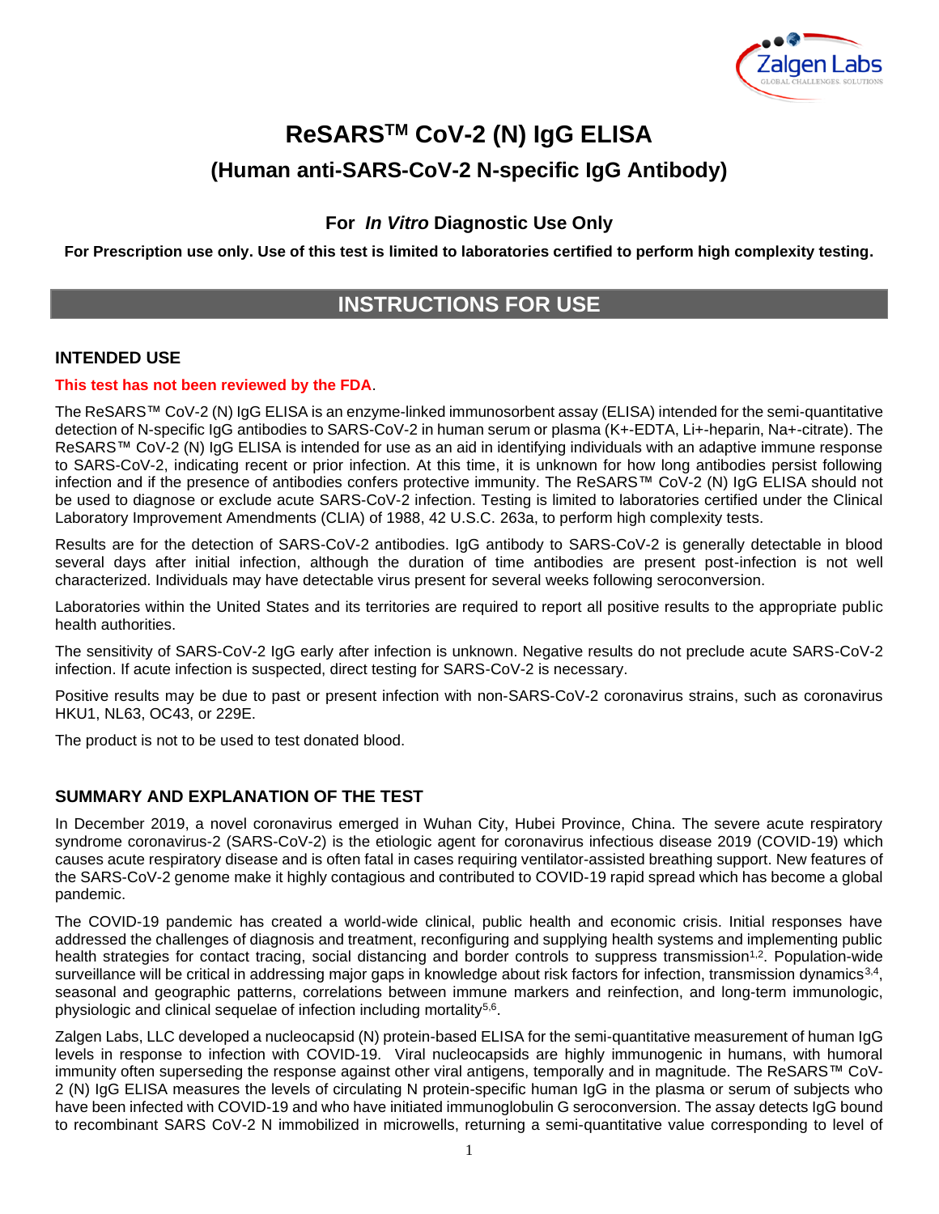# ReSARS[TM] CoV-2 (N) IgG ELISA

## (Human anti-SARS-CoV-2 N-specific IgG Antibody)

### For *In Vitro* Diagnostic Use Only

**For Prescription use only. Use of this test is limited to laboratories certified to perform high complexity testing.**

## INSTRUCTIONS FOR USE

### INTENDED USE

**This test has not been reviewed by the FDA**.

The ReSARS™ CoV-2 (N) IgG ELISA is an enzyme-linked immunosorbent assay (ELISA) intended for the semi-quantitative detection of N-specific IgG antibodies to SARS-CoV-2 in human serum or plasma (K+-EDTA, Li+-heparin, Na+-citrate). The ReSARS™ CoV-2 (N) IgG ELISA is intended for use as an aid in identifying individuals with an adaptive immune response to SARS-CoV-2, indicating recent or prior infection. At this time, it is unknown for how long antibodies persist following infection and if the presence of antibodies confers protective immunity. The ReSARS™ CoV-2 (N) IgG ELISA should not be used to diagnose or exclude acute SARS-CoV-2 infection. Testing is limited to laboratories certified under the Clinical Laboratory Improvement Amendments (CLIA) of 1988, 42 U.S.C. 263a, to perform high complexity tests.

Results are for the detection of SARS-CoV-2 antibodies. IgG antibody to SARS-CoV-2 is generally detectable in blood several days after initial infection, although the duration of time antibodies are present post-infection is not well characterized. Individuals may have detectable virus present for several weeks following seroconversion.

Laboratories within the United States and its territories are required to report all positive results to the appropriate public health authorities.

The sensitivity of SARS-CoV-2 IgG early after infection is unknown. Negative results do not preclude acute SARS-CoV-2 infection. If acute infection is suspected, direct testing for SARS-CoV-2 is necessary.

Positive results may be due to past or present infection with non-SARS-CoV-2 coronavirus strains, such as coronavirus HKU1, NL63, OC43, or 229E.

The product is not to be used to test donated blood.

### SUMMARY AND EXPLANATION OF THE TEST

In December 2019, a novel coronavirus emerged in Wuhan City, Hubei Province, China. The severe acute respiratory syndrome coronavirus-2 (SARS-CoV-2) is the etiologic agent for coronavirus infectious disease 2019 (COVID-19) which causes acute respiratory disease and is often fatal in cases requiring ventilator-assisted breathing support. New features of the SARS-CoV-2 genome make it highly contagious and contributed to COVID-19 rapid spread which has become a global pandemic.

The COVID-19 pandemic has created a world-wide clinical, public health and economic crisis. Initial responses have addressed the challenges of diagnosis and treatment, reconfiguring and supplying health systems and implementing public health strategies for contact tracing, social distancing and border controls to suppress transmission[1,2]. Population-wide surveillance will be critical in addressing major gaps in knowledge about risk factors for infection, transmission dynamics[3,4], seasonal and geographic patterns, correlations between immune markers and reinfection, and long-term immunologic, physiologic and clinical sequelae of infection including mortality[5,6].

Zalgen Labs, LLC developed a nucleocapsid (N) protein-based ELISA for the semi-quantitative measurement of human IgG levels in response to infection with COVID-19. Viral nucleocapsids are highly immunogenic in humans, with humoral immunity often superseding the response against other viral antigens, temporally and in magnitude. The ReSARS™ CoV-2 (N) IgG ELISA measures the levels of circulating N protein-specific human IgG in the plasma or serum of subjects who have been infected with COVID-19 and who have initiated immunoglobulin G seroconversion. The assay detects IgG bound to recombinant SARS CoV-2 N immobilized in microwells, returning a semi-quantitative value corresponding to level of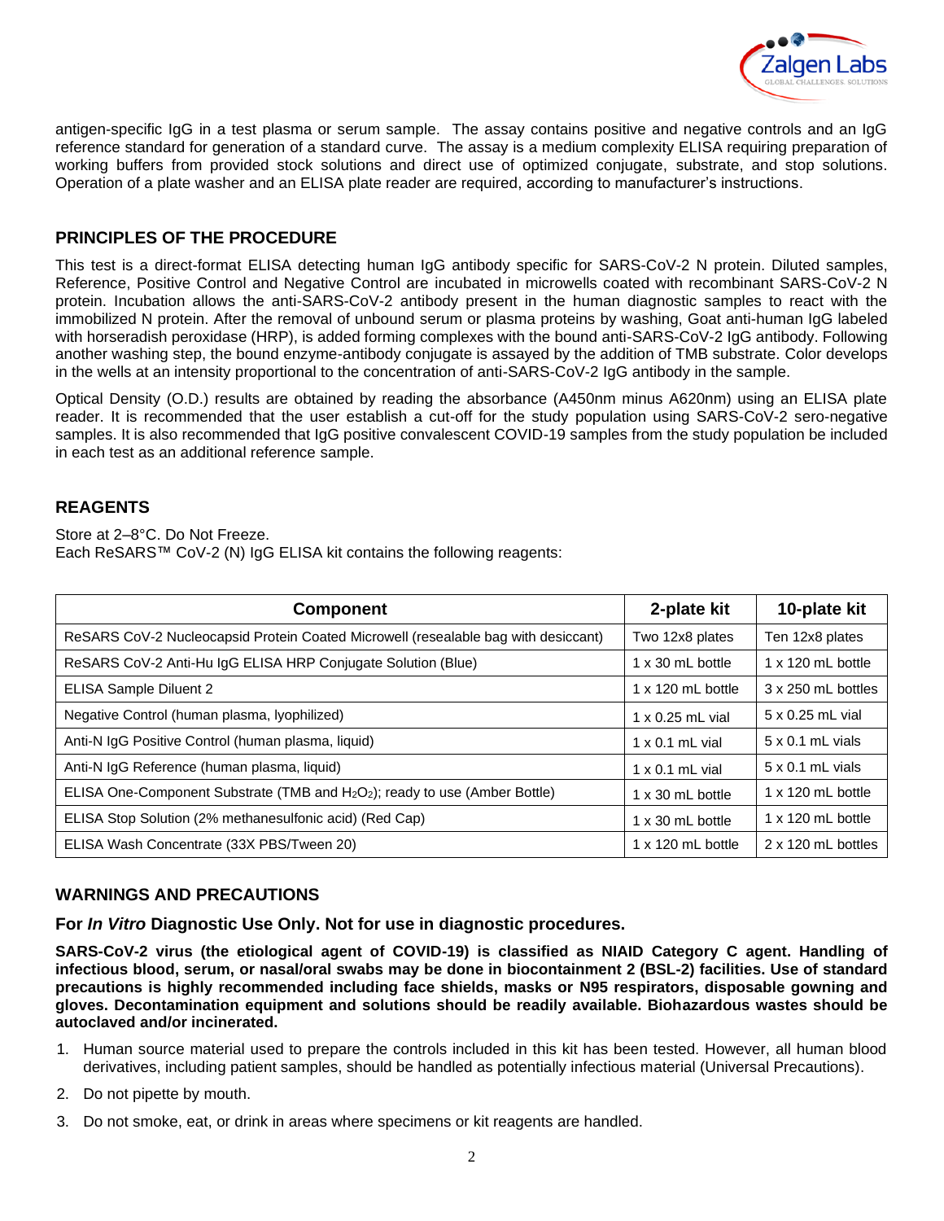antigen-specific IgG in a test plasma or serum sample. The assay contains positive and negative controls and an IgG reference standard for generation of a standard curve. The assay is a medium complexity ELISA requiring preparation of working buffers from provided stock solutions and direct use of optimized conjugate, substrate, and stop solutions. Operation of a plate washer and an ELISA plate reader are required, according to manufacturer's instructions.

## PRINCIPLES OF THE PROCEDURE

This test is a direct-format ELISA detecting human IgG antibody specific for SARS-CoV-2 N protein. Diluted samples, Reference, Positive Control and Negative Control are incubated in microwells coated with recombinant SARS-CoV-2 N protein. Incubation allows the anti-SARS-CoV-2 antibody present in the human diagnostic samples to react with the immobilized N protein. After the removal of unbound serum or plasma proteins by washing, Goat anti-human IgG labeled with horseradish peroxidase (HRP), is added forming complexes with the bound anti-SARS-CoV-2 IgG antibody. Following another washing step, the bound enzyme-antibody conjugate is assayed by the addition of TMB substrate. Color develops in the wells at an intensity proportional to the concentration of anti-SARS-CoV-2 IgG antibody in the sample.

Optical Density (O.D.) results are obtained by reading the absorbance (A450nm minus A620nm) using an ELISA plate reader. It is recommended that the user establish a cut-off for the study population using SARS-CoV-2 sero-negative samples. It is also recommended that IgG positive convalescent COVID-19 samples from the study population be included in each test as an additional reference sample.

## REAGENTS

Store at 2–8°C. Do Not Freeze.
Each ReSARS™ CoV-2 (N) IgG ELISA kit contains the following reagents:

| Component | 2-plate kit | 10-plate kit |
|---|---|---|
| ReSARS CoV-2 Nucleocapsid Protein Coated Microwell (resealable bag with desiccant) | Two 12x8 plates | Ten 12x8 plates |
| ReSARS CoV-2 Anti-Hu IgG ELISA HRP Conjugate Solution (Blue) | 1 x 30 mL bottle | 1 x 120 mL bottle |
| ELISA Sample Diluent 2 | 1 x 120 mL bottle | 3 x 250 mL bottles |
| Negative Control (human plasma, lyophilized) | 1 x 0.25 mL vial | 5 x 0.25 mL vial |
| Anti-N IgG Positive Control (human plasma, liquid) | 1 x 0.1 mL vial | 5 x 0.1 mL vials |
| Anti-N IgG Reference (human plasma, liquid) | 1 x 0.1 mL vial | 5 x 0.1 mL vials |
| ELISA One-Component Substrate (TMB and $H_2O_2$); ready to use (Amber Bottle) | 1 x 30 mL bottle | 1 x 120 mL bottle |
| ELISA Stop Solution (2% methanesulfonic acid) (Red Cap) | 1 x 30 mL bottle | 1 x 120 mL bottle |
| ELISA Wash Concentrate (33X PBS/Tween 20) | 1 x 120 mL bottle | 2 x 120 mL bottles |

## WARNINGS AND PRECAUTIONS

**For *In Vitro* Diagnostic Use Only. Not for use in diagnostic procedures.**

**SARS-CoV-2 virus (the etiological agent of COVID-19) is classified as NIAID Category C agent. Handling of infectious blood, serum, or nasal/oral swabs may be done in biocontainment 2 (BSL-2) facilities. Use of standard precautions is highly recommended including face shields, masks or N95 respirators, disposable gowning and gloves. Decontamination equipment and solutions should be readily available. Biohazardous wastes should be autoclaved and/or incinerated.**

1. Human source material used to prepare the controls included in this kit has been tested. However, all human blood derivatives, including patient samples, should be handled as potentially infectious material (Universal Precautions).
2. Do not pipette by mouth.
3. Do not smoke, eat, or drink in areas where specimens or kit reagents are handled.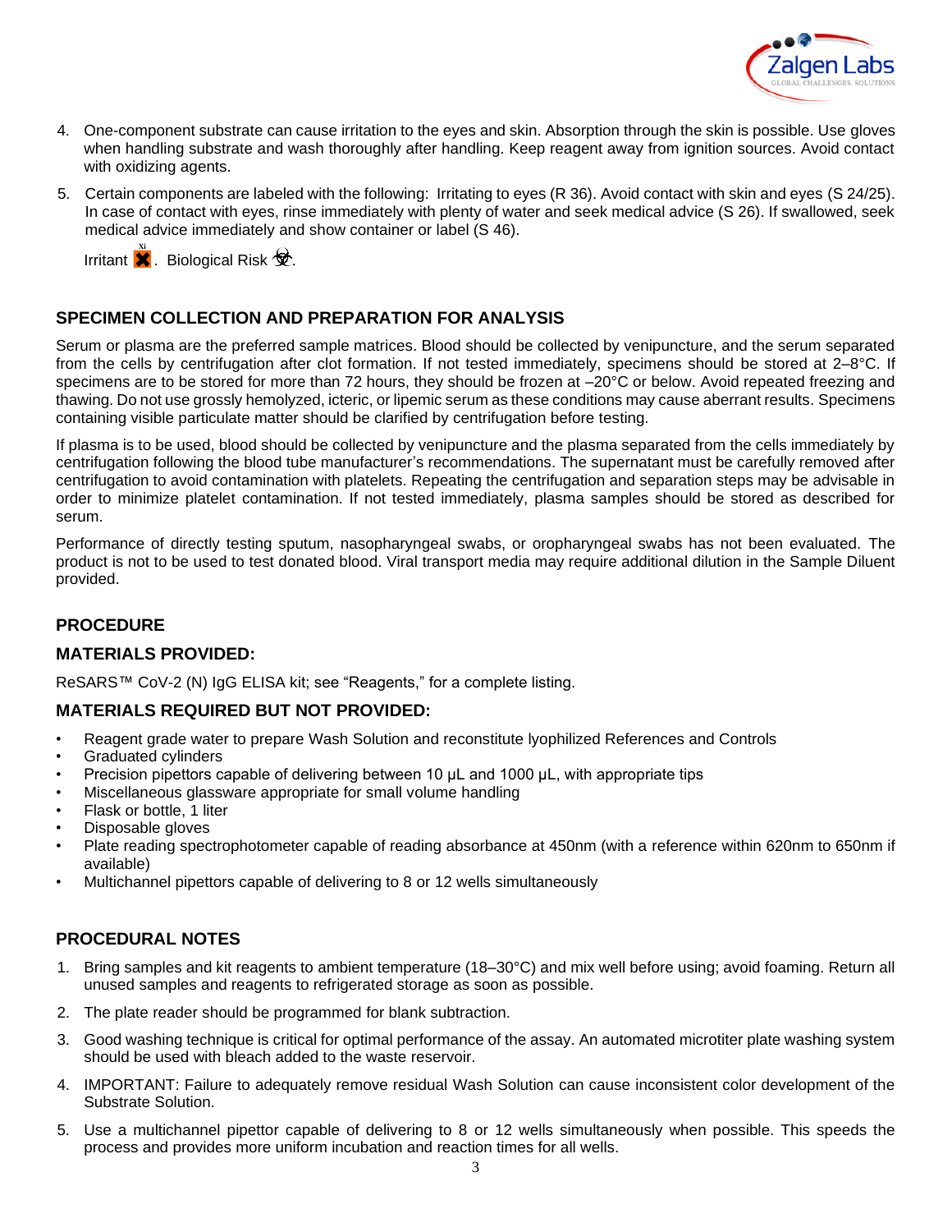4. One-component substrate can cause irritation to the eyes and skin. Absorption through the skin is possible. Use gloves when handling substrate and wash thoroughly after handling. Keep reagent away from ignition sources. Avoid contact with oxidizing agents.

5. Certain components are labeled with the following: Irritating to eyes (R 36). Avoid contact with skin and eyes (S 24/25). In case of contact with eyes, rinse immediately with plenty of water and seek medical advice (S 26). If swallowed, seek medical advice immediately and show container or label (S 46).

   Irritant Xi. Biological Risk ☣.

## SPECIMEN COLLECTION AND PREPARATION FOR ANALYSIS

Serum or plasma are the preferred sample matrices. Blood should be collected by venipuncture, and the serum separated from the cells by centrifugation after clot formation. If not tested immediately, specimens should be stored at 2–8°C. If specimens are to be stored for more than 72 hours, they should be frozen at –20°C or below. Avoid repeated freezing and thawing. Do not use grossly hemolyzed, icteric, or lipemic serum as these conditions may cause aberrant results. Specimens containing visible particulate matter should be clarified by centrifugation before testing.

If plasma is to be used, blood should be collected by venipuncture and the plasma separated from the cells immediately by centrifugation following the blood tube manufacturer's recommendations. The supernatant must be carefully removed after centrifugation to avoid contamination with platelets. Repeating the centrifugation and separation steps may be advisable in order to minimize platelet contamination. If not tested immediately, plasma samples should be stored as described for serum.

Performance of directly testing sputum, nasopharyngeal swabs, or oropharyngeal swabs has not been evaluated. The product is not to be used to test donated blood. Viral transport media may require additional dilution in the Sample Diluent provided.

## PROCEDURE

### MATERIALS PROVIDED:

ReSARS™ CoV-2 (N) IgG ELISA kit; see "Reagents," for a complete listing.

### MATERIALS REQUIRED BUT NOT PROVIDED:

- Reagent grade water to prepare Wash Solution and reconstitute lyophilized References and Controls
- Graduated cylinders
- Precision pipettors capable of delivering between 10 µL and 1000 µL, with appropriate tips
- Miscellaneous glassware appropriate for small volume handling
- Flask or bottle, 1 liter
- Disposable gloves
- Plate reading spectrophotometer capable of reading absorbance at 450nm (with a reference within 620nm to 650nm if available)
- Multichannel pipettors capable of delivering to 8 or 12 wells simultaneously

## PROCEDURAL NOTES

1. Bring samples and kit reagents to ambient temperature (18–30°C) and mix well before using; avoid foaming. Return all unused samples and reagents to refrigerated storage as soon as possible.
2. The plate reader should be programmed for blank subtraction.
3. Good washing technique is critical for optimal performance of the assay. An automated microtiter plate washing system should be used with bleach added to the waste reservoir.
4. IMPORTANT: Failure to adequately remove residual Wash Solution can cause inconsistent color development of the Substrate Solution.
5. Use a multichannel pipettor capable of delivering to 8 or 12 wells simultaneously when possible. This speeds the process and provides more uniform incubation and reaction times for all wells.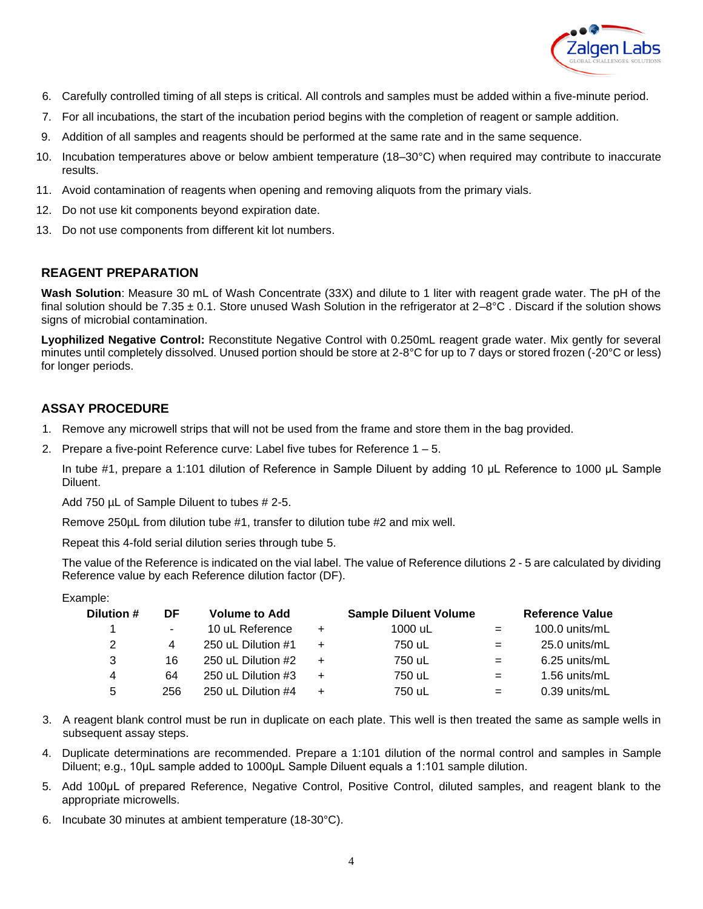6. Carefully controlled timing of all steps is critical. All controls and samples must be added within a five-minute period.
7. For all incubations, the start of the incubation period begins with the completion of reagent or sample addition.
9. Addition of all samples and reagents should be performed at the same rate and in the same sequence.
10. Incubation temperatures above or below ambient temperature (18–30°C) when required may contribute to inaccurate results.
11. Avoid contamination of reagents when opening and removing aliquots from the primary vials.
12. Do not use kit components beyond expiration date.
13. Do not use components from different kit lot numbers.

## REAGENT PREPARATION

**Wash Solution**: Measure 30 mL of Wash Concentrate (33X) and dilute to 1 liter with reagent grade water. The pH of the final solution should be 7.35 ± 0.1. Store unused Wash Solution in the refrigerator at 2–8°C . Discard if the solution shows signs of microbial contamination.

**Lyophilized Negative Control:** Reconstitute Negative Control with 0.250mL reagent grade water. Mix gently for several minutes until completely dissolved. Unused portion should be store at 2-8°C for up to 7 days or stored frozen (-20°C or less) for longer periods.

## ASSAY PROCEDURE

1. Remove any microwell strips that will not be used from the frame and store them in the bag provided.
2. Prepare a five-point Reference curve: Label five tubes for Reference 1 – 5.

   In tube #1, prepare a 1:101 dilution of Reference in Sample Diluent by adding 10 µL Reference to 1000 µL Sample Diluent.

   Add 750 µL of Sample Diluent to tubes # 2-5.

   Remove 250µL from dilution tube #1, transfer to dilution tube #2 and mix well.

   Repeat this 4-fold serial dilution series through tube 5.

   The value of the Reference is indicated on the vial label. The value of Reference dilutions 2 - 5 are calculated by dividing Reference value by each Reference dilution factor (DF).

   Example:

| Dilution # | DF | Volume to Add | | Sample Diluent Volume | | Reference Value |
|---|---|---|---|---|---|---|
| 1 | - | 10 uL Reference | + | 1000 uL | = | 100.0 units/mL |
| 2 | 4 | 250 uL Dilution #1 | + | 750 uL | = | 25.0 units/mL |
| 3 | 16 | 250 uL Dilution #2 | + | 750 uL | = | 6.25 units/mL |
| 4 | 64 | 250 uL Dilution #3 | + | 750 uL | = | 1.56 units/mL |
| 5 | 256 | 250 uL Dilution #4 | + | 750 uL | = | 0.39 units/mL |

3. A reagent blank control must be run in duplicate on each plate. This well is then treated the same as sample wells in subsequent assay steps.
4. Duplicate determinations are recommended. Prepare a 1:101 dilution of the normal control and samples in Sample Diluent; e.g., 10µL sample added to 1000µL Sample Diluent equals a 1:101 sample dilution.
5. Add 100µL of prepared Reference, Negative Control, Positive Control, diluted samples, and reagent blank to the appropriate microwells.
6. Incubate 30 minutes at ambient temperature (18-30°C).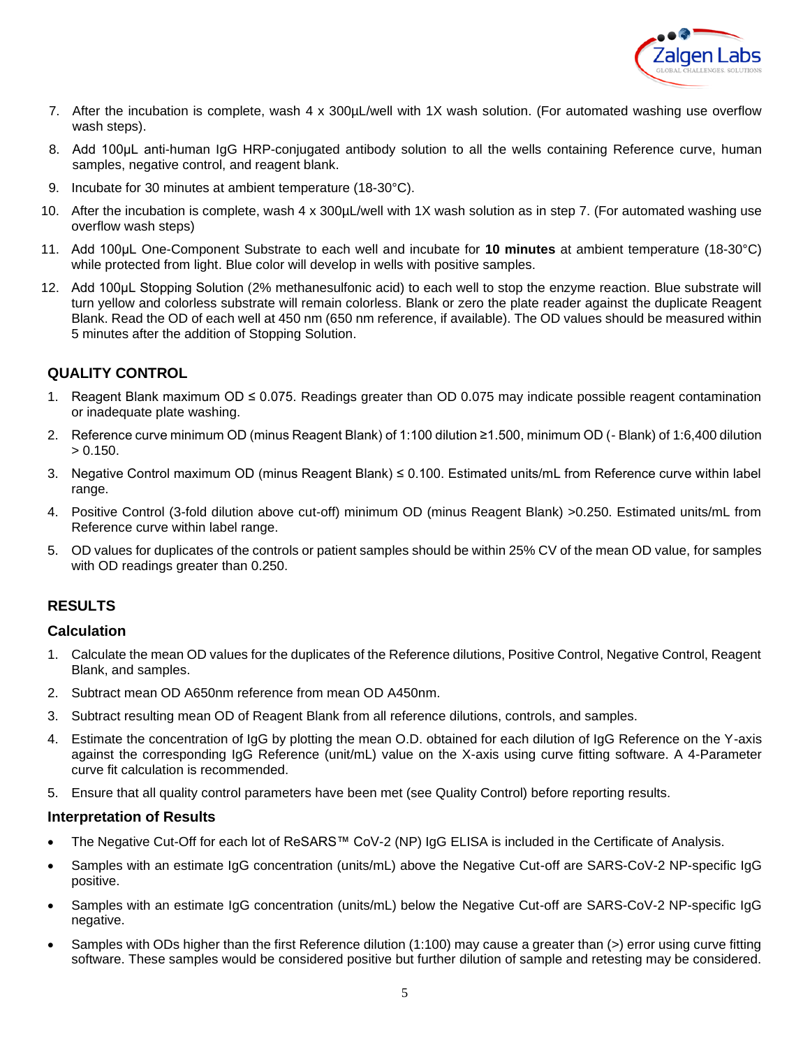7. After the incubation is complete, wash 4 x 300µL/well with 1X wash solution. (For automated washing use overflow wash steps).
8. Add 100µL anti-human IgG HRP-conjugated antibody solution to all the wells containing Reference curve, human samples, negative control, and reagent blank.
9. Incubate for 30 minutes at ambient temperature (18-30°C).
10. After the incubation is complete, wash 4 x 300µL/well with 1X wash solution as in step 7. (For automated washing use overflow wash steps)
11. Add 100µL One-Component Substrate to each well and incubate for **10 minutes** at ambient temperature (18-30°C) while protected from light. Blue color will develop in wells with positive samples.
12. Add 100µL Stopping Solution (2% methanesulfonic acid) to each well to stop the enzyme reaction. Blue substrate will turn yellow and colorless substrate will remain colorless. Blank or zero the plate reader against the duplicate Reagent Blank. Read the OD of each well at 450 nm (650 nm reference, if available). The OD values should be measured within 5 minutes after the addition of Stopping Solution.

## QUALITY CONTROL

1. Reagent Blank maximum OD ≤ 0.075. Readings greater than OD 0.075 may indicate possible reagent contamination or inadequate plate washing.
2. Reference curve minimum OD (minus Reagent Blank) of 1:100 dilution ≥1.500, minimum OD (- Blank) of 1:6,400 dilution > 0.150.
3. Negative Control maximum OD (minus Reagent Blank) ≤ 0.100. Estimated units/mL from Reference curve within label range.
4. Positive Control (3-fold dilution above cut-off) minimum OD (minus Reagent Blank) >0.250. Estimated units/mL from Reference curve within label range.
5. OD values for duplicates of the controls or patient samples should be within 25% CV of the mean OD value, for samples with OD readings greater than 0.250.

## RESULTS

### Calculation

1. Calculate the mean OD values for the duplicates of the Reference dilutions, Positive Control, Negative Control, Reagent Blank, and samples.
2. Subtract mean OD A650nm reference from mean OD A450nm.
3. Subtract resulting mean OD of Reagent Blank from all reference dilutions, controls, and samples.
4. Estimate the concentration of IgG by plotting the mean O.D. obtained for each dilution of IgG Reference on the Y-axis against the corresponding IgG Reference (unit/mL) value on the X-axis using curve fitting software. A 4-Parameter curve fit calculation is recommended.
5. Ensure that all quality control parameters have been met (see Quality Control) before reporting results.

### Interpretation of Results

- The Negative Cut-Off for each lot of ReSARS™ CoV-2 (NP) IgG ELISA is included in the Certificate of Analysis.
- Samples with an estimate IgG concentration (units/mL) above the Negative Cut-off are SARS-CoV-2 NP-specific IgG positive.
- Samples with an estimate IgG concentration (units/mL) below the Negative Cut-off are SARS-CoV-2 NP-specific IgG negative.
- Samples with ODs higher than the first Reference dilution (1:100) may cause a greater than (>) error using curve fitting software. These samples would be considered positive but further dilution of sample and retesting may be considered.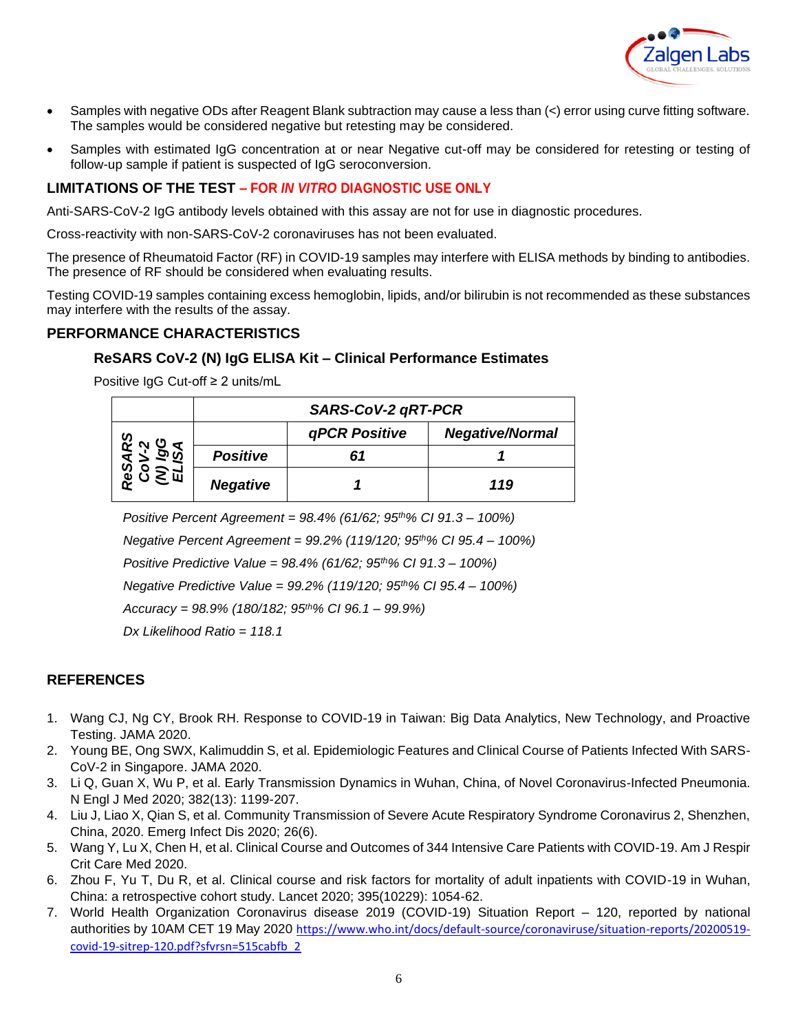- Samples with negative ODs after Reagent Blank subtraction may cause a less than (<) error using curve fitting software. The samples would be considered negative but retesting may be considered.
- Samples with estimated IgG concentration at or near Negative cut-off may be considered for retesting or testing of follow-up sample if patient is suspected of IgG seroconversion.

## LIMITATIONS OF THE TEST – FOR *IN VITRO* DIAGNOSTIC USE ONLY

Anti-SARS-CoV-2 IgG antibody levels obtained with this assay are not for use in diagnostic procedures.

Cross-reactivity with non-SARS-CoV-2 coronaviruses has not been evaluated.

The presence of Rheumatoid Factor (RF) in COVID-19 samples may interfere with ELISA methods by binding to antibodies. The presence of RF should be considered when evaluating results.

Testing COVID-19 samples containing excess hemoglobin, lipids, and/or bilirubin is not recommended as these substances may interfere with the results of the assay.

## PERFORMANCE CHARACTERISTICS

### ReSARS CoV-2 (N) IgG ELISA Kit – Clinical Performance Estimates

Positive IgG Cut-off ≥ 2 units/mL

| | | ***SARS-CoV-2 qRT-PCR*** | |
|---|---|---|---|
| | | ***qPCR Positive*** | ***Negative/Normal*** |
| ***ReSARS CoV-2 (N) IgG ELISA*** | ***Positive*** | ***61*** | ***1*** |
| | ***Negative*** | ***1*** | ***119*** |

*Positive Percent Agreement = 98.4% (61/62; 95th% CI 91.3 – 100%)*

*Negative Percent Agreement = 99.2% (119/120; 95th% CI 95.4 – 100%)*

*Positive Predictive Value = 98.4% (61/62; 95th% CI 91.3 – 100%)*

*Negative Predictive Value = 99.2% (119/120; 95th% CI 95.4 – 100%)*

*Accuracy = 98.9% (180/182; 95th% CI 96.1 – 99.9%)*

*Dx Likelihood Ratio = 118.1*

## REFERENCES

1. Wang CJ, Ng CY, Brook RH. Response to COVID-19 in Taiwan: Big Data Analytics, New Technology, and Proactive Testing. JAMA 2020.
2. Young BE, Ong SWX, Kalimuddin S, et al. Epidemiologic Features and Clinical Course of Patients Infected With SARS-CoV-2 in Singapore. JAMA 2020.
3. Li Q, Guan X, Wu P, et al. Early Transmission Dynamics in Wuhan, China, of Novel Coronavirus-Infected Pneumonia. N Engl J Med 2020; 382(13): 1199-207.
4. Liu J, Liao X, Qian S, et al. Community Transmission of Severe Acute Respiratory Syndrome Coronavirus 2, Shenzhen, China, 2020. Emerg Infect Dis 2020; 26(6).
5. Wang Y, Lu X, Chen H, et al. Clinical Course and Outcomes of 344 Intensive Care Patients with COVID-19. Am J Respir Crit Care Med 2020.
6. Zhou F, Yu T, Du R, et al. Clinical course and risk factors for mortality of adult inpatients with COVID-19 in Wuhan, China: a retrospective cohort study. Lancet 2020; 395(10229): 1054-62.
7. World Health Organization Coronavirus disease 2019 (COVID-19) Situation Report – 120, reported by national authorities by 10AM CET 19 May 2020 https://www.who.int/docs/default-source/coronaviruse/situation-reports/20200519-covid-19-sitrep-120.pdf?sfvrsn=515cabfb_2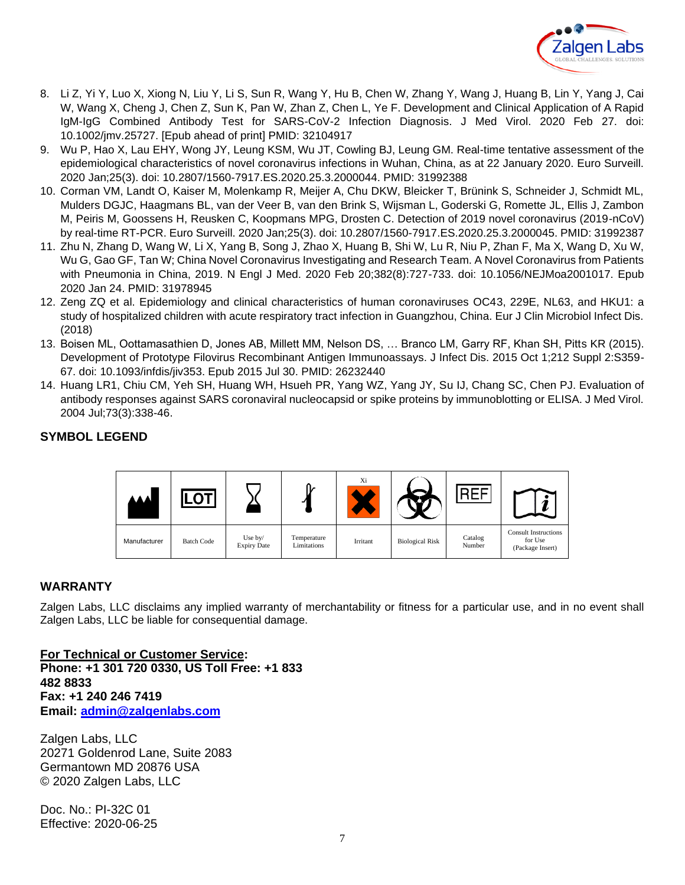8. Li Z, Yi Y, Luo X, Xiong N, Liu Y, Li S, Sun R, Wang Y, Hu B, Chen W, Zhang Y, Wang J, Huang B, Lin Y, Yang J, Cai W, Wang X, Cheng J, Chen Z, Sun K, Pan W, Zhan Z, Chen L, Ye F. Development and Clinical Application of A Rapid IgM-IgG Combined Antibody Test for SARS-CoV-2 Infection Diagnosis. J Med Virol. 2020 Feb 27. doi: 10.1002/jmv.25727. [Epub ahead of print] PMID: 32104917
9. Wu P, Hao X, Lau EHY, Wong JY, Leung KSM, Wu JT, Cowling BJ, Leung GM. Real-time tentative assessment of the epidemiological characteristics of novel coronavirus infections in Wuhan, China, as at 22 January 2020. Euro Surveill. 2020 Jan;25(3). doi: 10.2807/1560-7917.ES.2020.25.3.2000044. PMID: 31992388
10. Corman VM, Landt O, Kaiser M, Molenkamp R, Meijer A, Chu DKW, Bleicker T, Brünink S, Schneider J, Schmidt ML, Mulders DGJC, Haagmans BL, van der Veer B, van den Brink S, Wijsman L, Goderski G, Romette JL, Ellis J, Zambon M, Peiris M, Goossens H, Reusken C, Koopmans MPG, Drosten C. Detection of 2019 novel coronavirus (2019-nCoV) by real-time RT-PCR. Euro Surveill. 2020 Jan;25(3). doi: 10.2807/1560-7917.ES.2020.25.3.2000045. PMID: 31992387
11. Zhu N, Zhang D, Wang W, Li X, Yang B, Song J, Zhao X, Huang B, Shi W, Lu R, Niu P, Zhan F, Ma X, Wang D, Xu W, Wu G, Gao GF, Tan W; China Novel Coronavirus Investigating and Research Team. A Novel Coronavirus from Patients with Pneumonia in China, 2019. N Engl J Med. 2020 Feb 20;382(8):727-733. doi: 10.1056/NEJMoa2001017. Epub 2020 Jan 24. PMID: 31978945
12. Zeng ZQ et al. Epidemiology and clinical characteristics of human coronaviruses OC43, 229E, NL63, and HKU1: a study of hospitalized children with acute respiratory tract infection in Guangzhou, China. Eur J Clin Microbiol Infect Dis. (2018)
13. Boisen ML, Oottamasathien D, Jones AB, Millett MM, Nelson DS, … Branco LM, Garry RF, Khan SH, Pitts KR (2015). Development of Prototype Filovirus Recombinant Antigen Immunoassays. J Infect Dis. 2015 Oct 1;212 Suppl 2:S359-67. doi: 10.1093/infdis/jiv353. Epub 2015 Jul 30. PMID: 26232440
14. Huang LR1, Chiu CM, Yeh SH, Huang WH, Hsueh PR, Yang WZ, Yang JY, Su IJ, Chang SC, Chen PJ. Evaluation of antibody responses against SARS coronaviral nucleocapsid or spike proteins by immunoblotting or ELISA. J Med Virol. 2004 Jul;73(3):338-46.

## SYMBOL LEGEND

| | LOT | | | Xi | | REF | |
|---|---|---|---|---|---|---|---|
| Manufacturer | Batch Code | Use by/ Expiry Date | Temperature Limitations | Irritant | Biological Risk | Catalog Number | Consult Instructions for Use (Package Insert) |

## WARRANTY

Zalgen Labs, LLC disclaims any implied warranty of merchantability or fitness for a particular use, and in no event shall Zalgen Labs, LLC be liable for consequential damage.

**For Technical or Customer Service:**
**Phone: +1 301 720 0330, US Toll Free: +1 833 482 8833**
**Fax: +1 240 246 7419**
**Email: admin@zalgenlabs.com**

Zalgen Labs, LLC
20271 Goldenrod Lane, Suite 2083
Germantown MD 20876 USA
© 2020 Zalgen Labs, LLC

Doc. No.: PI-32C 01
Effective: 2020-06-25